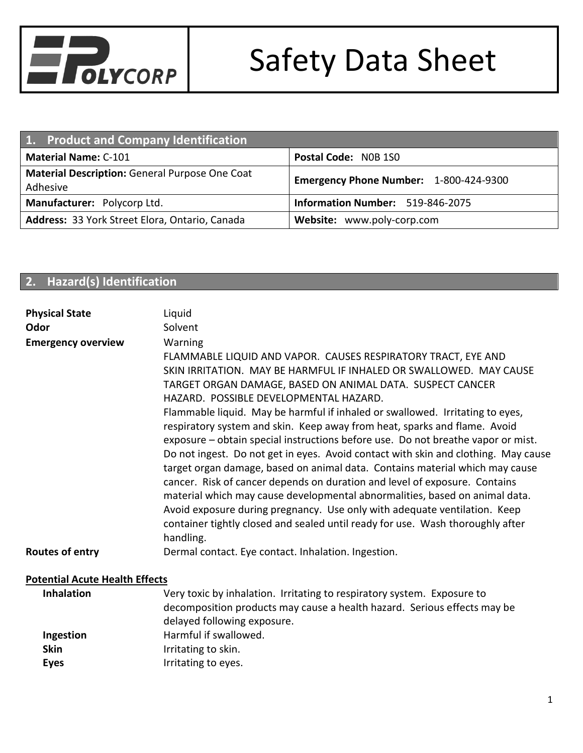# Safety Data Sheet

POLYCORP

## 1. Product and Company Identification

| | |
|---|---|
| **Material Name:** C-101 | **Postal Code:** N0B 1S0 |
| **Material Description:** General Purpose One Coat Adhesive | **Emergency Phone Number:** 1-800-424-9300 |
| **Manufacturer:** Polycorp Ltd. | **Information Number:** 519-846-2075 |
| **Address:** 33 York Street Elora, Ontario, Canada | **Website:** www.poly-corp.com |

## 2. Hazard(s) Identification

**Physical State** Liquid

**Odor** Solvent

**Emergency overview** Warning

FLAMMABLE LIQUID AND VAPOR. CAUSES RESPIRATORY TRACT, EYE AND SKIN IRRITATION. MAY BE HARMFUL IF INHALED OR SWALLOWED. MAY CAUSE TARGET ORGAN DAMAGE, BASED ON ANIMAL DATA. SUSPECT CANCER HAZARD. POSSIBLE DEVELOPMENTAL HAZARD.

Flammable liquid. May be harmful if inhaled or swallowed. Irritating to eyes, respiratory system and skin. Keep away from heat, sparks and flame. Avoid exposure – obtain special instructions before use. Do not breathe vapor or mist. Do not ingest. Do not get in eyes. Avoid contact with skin and clothing. May cause target organ damage, based on animal data. Contains material which may cause cancer. Risk of cancer depends on duration and level of exposure. Contains material which may cause developmental abnormalities, based on animal data. Avoid exposure during pregnancy. Use only with adequate ventilation. Keep container tightly closed and sealed until ready for use. Wash thoroughly after handling.

**Routes of entry** Dermal contact. Eye contact. Inhalation. Ingestion.

**Potential Acute Health Effects**

**Inhalation** Very toxic by inhalation. Irritating to respiratory system. Exposure to decomposition products may cause a health hazard. Serious effects may be delayed following exposure.

**Ingestion** Harmful if swallowed.

**Skin** Irritating to skin.

**Eyes** Irritating to eyes.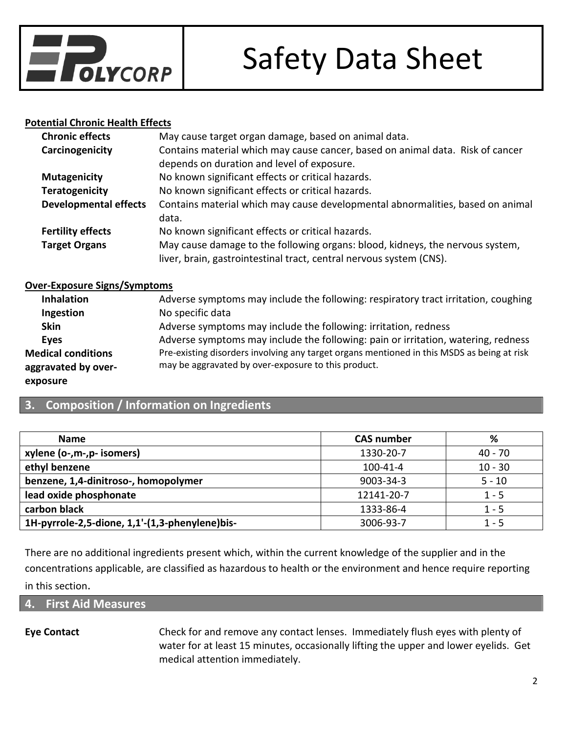#### Potential Chronic Health Effects

| | |
|---|---|
| **Chronic effects** | May cause target organ damage, based on animal data. |
| **Carcinogenicity** | Contains material which may cause cancer, based on animal data. Risk of cancer depends on duration and level of exposure. |
| **Mutagenicity** | No known significant effects or critical hazards. |
| **Teratogenicity** | No known significant effects or critical hazards. |
| **Developmental effects** | Contains material which may cause developmental abnormalities, based on animal data. |
| **Fertility effects** | No known significant effects or critical hazards. |
| **Target Organs** | May cause damage to the following organs: blood, kidneys, the nervous system, liver, brain, gastrointestinal tract, central nervous system (CNS). |

#### Over-Exposure Signs/Symptoms

| | |
|---|---|
| **Inhalation** | Adverse symptoms may include the following: respiratory tract irritation, coughing |
| **Ingestion** | No specific data |
| **Skin** | Adverse symptoms may include the following: irritation, redness |
| **Eyes** | Adverse symptoms may include the following: pain or irritation, watering, redness |
| **Medical conditions aggravated by over-exposure** | Pre-existing disorders involving any target organs mentioned in this MSDS as being at risk may be aggravated by over-exposure to this product. |

## 3. Composition / Information on Ingredients

| Name | CAS number | % |
|---|---|---|
| **xylene (o-,m-,p- isomers)** | 1330-20-7 | 40 - 70 |
| **ethyl benzene** | 100-41-4 | 10 - 30 |
| **benzene, 1,4-dinitroso-, homopolymer** | 9003-34-3 | 5 - 10 |
| **lead oxide phosphonate** | 12141-20-7 | 1 - 5 |
| **carbon black** | 1333-86-4 | 1 - 5 |
| **1H-pyrrole-2,5-dione, 1,1'-(1,3-phenylene)bis-** | 3006-93-7 | 1 - 5 |

There are no additional ingredients present which, within the current knowledge of the supplier and in the concentrations applicable, are classified as hazardous to health or the environment and hence require reporting in this section.

## 4. First Aid Measures

**Eye Contact** Check for and remove any contact lenses. Immediately flush eyes with plenty of water for at least 15 minutes, occasionally lifting the upper and lower eyelids. Get medical attention immediately.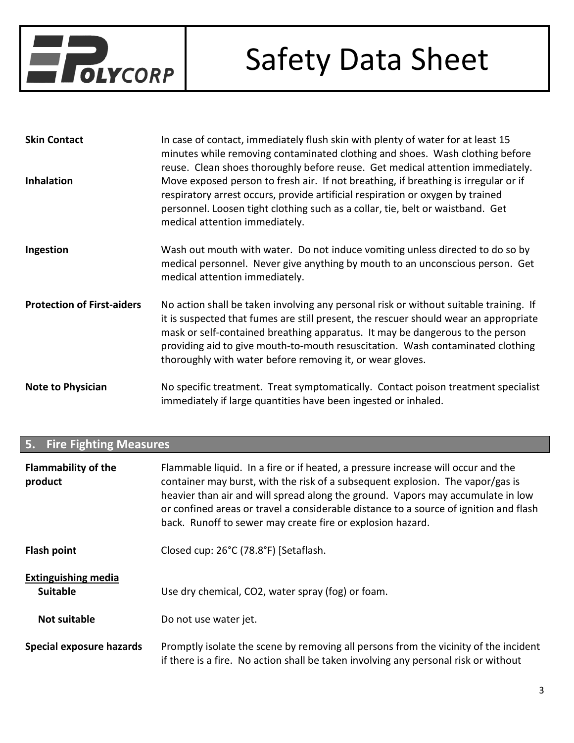**Skin Contact**
In case of contact, immediately flush skin with plenty of water for at least 15 minutes while removing contaminated clothing and shoes. Wash clothing before reuse. Clean shoes thoroughly before reuse. Get medical attention immediately.

**Inhalation**
Move exposed person to fresh air. If not breathing, if breathing is irregular or if respiratory arrest occurs, provide artificial respiration or oxygen by trained personnel. Loosen tight clothing such as a collar, tie, belt or waistband. Get medical attention immediately.

**Ingestion**
Wash out mouth with water. Do not induce vomiting unless directed to do so by medical personnel. Never give anything by mouth to an unconscious person. Get medical attention immediately.

**Protection of First-aiders**
No action shall be taken involving any personal risk or without suitable training. If it is suspected that fumes are still present, the rescuer should wear an appropriate mask or self-contained breathing apparatus. It may be dangerous to the person providing aid to give mouth-to-mouth resuscitation. Wash contaminated clothing thoroughly with water before removing it, or wear gloves.

**Note to Physician**
No specific treatment. Treat symptomatically. Contact poison treatment specialist immediately if large quantities have been ingested or inhaled.

## 5. Fire Fighting Measures

**Flammability of the product**
Flammable liquid. In a fire or if heated, a pressure increase will occur and the container may burst, with the risk of a subsequent explosion. The vapor/gas is heavier than air and will spread along the ground. Vapors may accumulate in low or confined areas or travel a considerable distance to a source of ignition and flash back. Runoff to sewer may create fire or explosion hazard.

**Flash point**
Closed cup: 26°C (78.8°F) [Setaflash.

**Extinguishing media**

**Suitable**
Use dry chemical, $CO_2$, water spray (fog) or foam.

**Not suitable**
Do not use water jet.

**Special exposure hazards**
Promptly isolate the scene by removing all persons from the vicinity of the incident if there is a fire. No action shall be taken involving any personal risk or without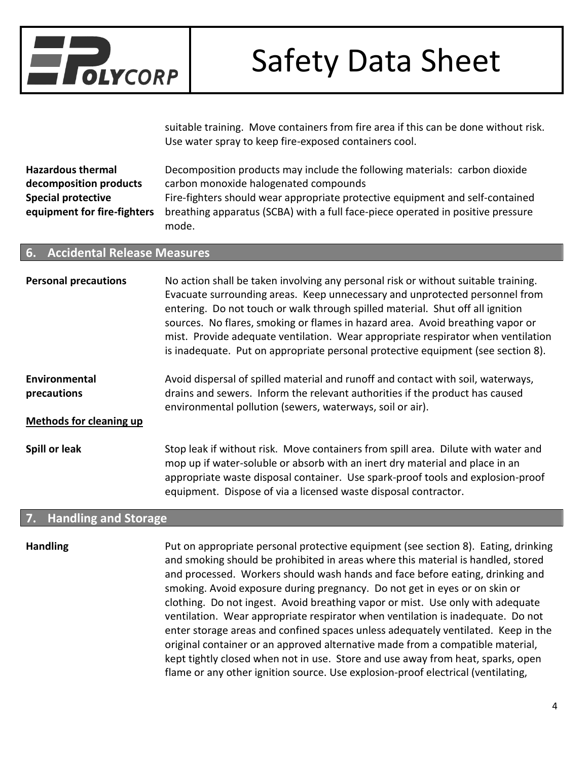suitable training. Move containers from fire area if this can be done without risk. Use water spray to keep fire-exposed containers cool.

**Hazardous thermal decomposition products**
Decomposition products may include the following materials: carbon dioxide carbon monoxide halogenated compounds

**Special protective equipment for fire-fighters**
Fire-fighters should wear appropriate protective equipment and self-contained breathing apparatus (SCBA) with a full face-piece operated in positive pressure mode.

## 6. Accidental Release Measures

**Personal precautions**
No action shall be taken involving any personal risk or without suitable training. Evacuate surrounding areas. Keep unnecessary and unprotected personnel from entering. Do not touch or walk through spilled material. Shut off all ignition sources. No flares, smoking or flames in hazard area. Avoid breathing vapor or mist. Provide adequate ventilation. Wear appropriate respirator when ventilation is inadequate. Put on appropriate personal protective equipment (see section 8).

**Environmental precautions**
Avoid dispersal of spilled material and runoff and contact with soil, waterways, drains and sewers. Inform the relevant authorities if the product has caused environmental pollution (sewers, waterways, soil or air).

**Methods for cleaning up**

**Spill or leak**
Stop leak if without risk. Move containers from spill area. Dilute with water and mop up if water-soluble or absorb with an inert dry material and place in an appropriate waste disposal container. Use spark-proof tools and explosion-proof equipment. Dispose of via a licensed waste disposal contractor.

## 7. Handling and Storage

**Handling**
Put on appropriate personal protective equipment (see section 8). Eating, drinking and smoking should be prohibited in areas where this material is handled, stored and processed. Workers should wash hands and face before eating, drinking and smoking. Avoid exposure during pregnancy. Do not get in eyes or on skin or clothing. Do not ingest. Avoid breathing vapor or mist. Use only with adequate ventilation. Wear appropriate respirator when ventilation is inadequate. Do not enter storage areas and confined spaces unless adequately ventilated. Keep in the original container or an approved alternative made from a compatible material, kept tightly closed when not in use. Store and use away from heat, sparks, open flame or any other ignition source. Use explosion-proof electrical (ventilating,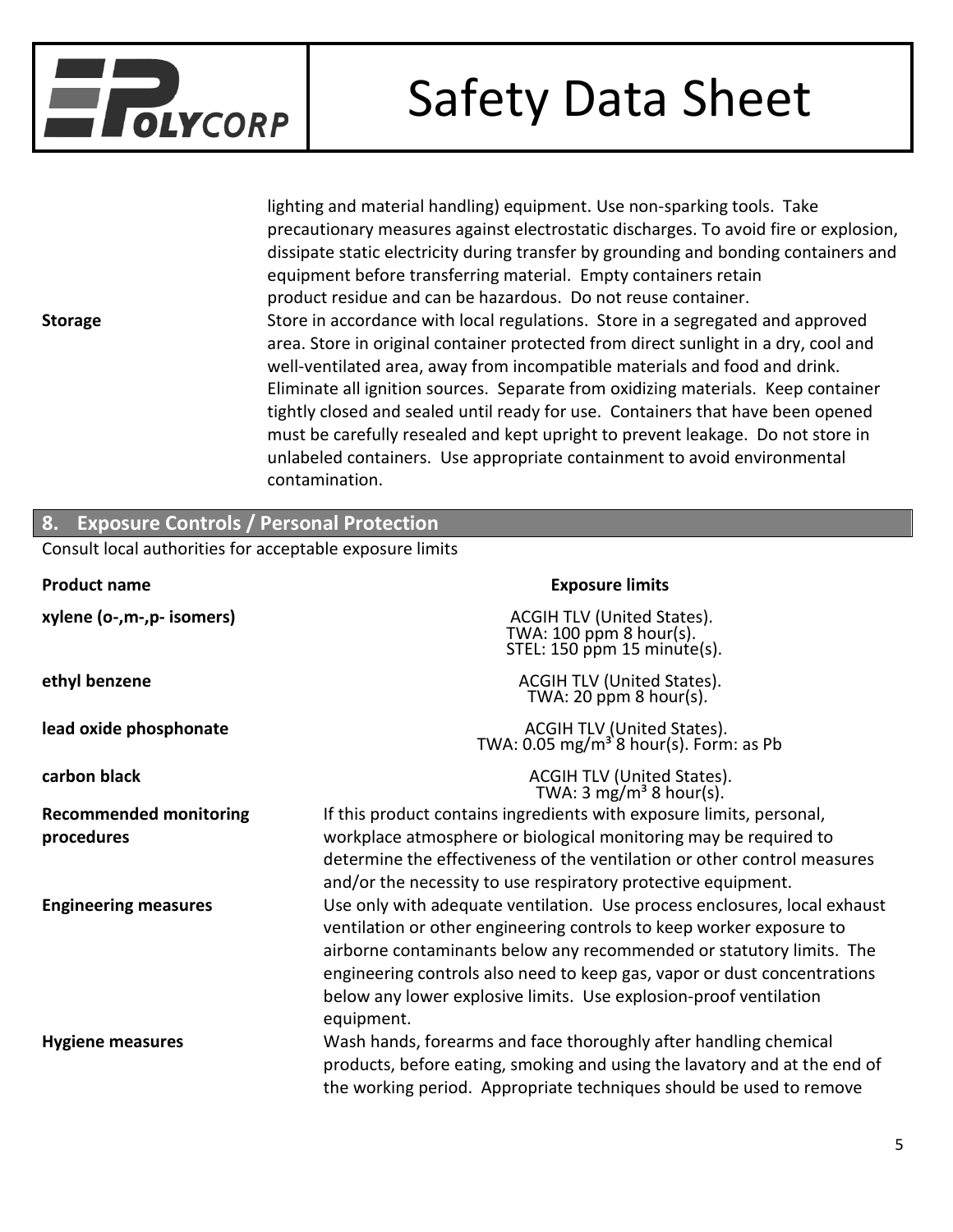lighting and material handling) equipment. Use non-sparking tools. Take precautionary measures against electrostatic discharges. To avoid fire or explosion, dissipate static electricity during transfer by grounding and bonding containers and equipment before transferring material. Empty containers retain product residue and can be hazardous. Do not reuse container.

**Storage**

Store in accordance with local regulations. Store in a segregated and approved area. Store in original container protected from direct sunlight in a dry, cool and well-ventilated area, away from incompatible materials and food and drink. Eliminate all ignition sources. Separate from oxidizing materials. Keep container tightly closed and sealed until ready for use. Containers that have been opened must be carefully resealed and kept upright to prevent leakage. Do not store in unlabeled containers. Use appropriate containment to avoid environmental contamination.

## 8. Exposure Controls / Personal Protection

Consult local authorities for acceptable exposure limits

| Product name | Exposure limits |
|---|---|
| **xylene (o-,m-,p- isomers)** | ACGIH TLV (United States). TWA: 100 ppm 8 hour(s). STEL: 150 ppm 15 minute(s). |
| **ethyl benzene** | ACGIH TLV (United States). TWA: 20 ppm 8 hour(s). |
| **lead oxide phosphonate** | ACGIH TLV (United States). TWA: 0.05 mg/m³ 8 hour(s). Form: as Pb |
| **carbon black** | ACGIH TLV (United States). TWA: 3 mg/m³ 8 hour(s). |

**Recommended monitoring procedures**

If this product contains ingredients with exposure limits, personal, workplace atmosphere or biological monitoring may be required to determine the effectiveness of the ventilation or other control measures and/or the necessity to use respiratory protective equipment.

**Engineering measures**

Use only with adequate ventilation. Use process enclosures, local exhaust ventilation or other engineering controls to keep worker exposure to airborne contaminants below any recommended or statutory limits. The engineering controls also need to keep gas, vapor or dust concentrations below any lower explosive limits. Use explosion-proof ventilation equipment.

**Hygiene measures**

Wash hands, forearms and face thoroughly after handling chemical products, before eating, smoking and using the lavatory and at the end of the working period. Appropriate techniques should be used to remove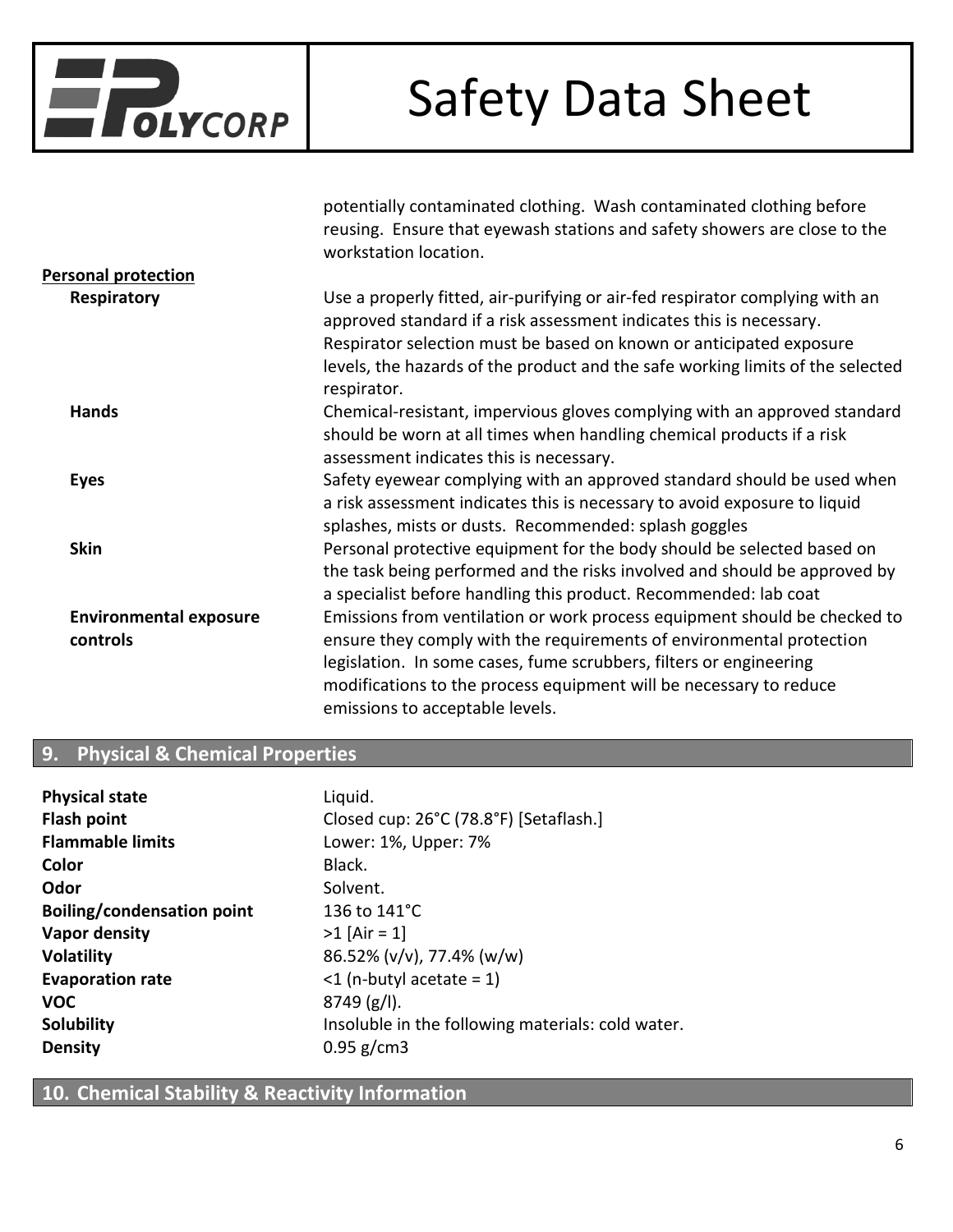potentially contaminated clothing. Wash contaminated clothing before reusing. Ensure that eyewash stations and safety showers are close to the workstation location.

**Personal protection**

| | |
|---|---|
| **Respiratory** | Use a properly fitted, air-purifying or air-fed respirator complying with an approved standard if a risk assessment indicates this is necessary. Respirator selection must be based on known or anticipated exposure levels, the hazards of the product and the safe working limits of the selected respirator. |
| **Hands** | Chemical-resistant, impervious gloves complying with an approved standard should be worn at all times when handling chemical products if a risk assessment indicates this is necessary. |
| **Eyes** | Safety eyewear complying with an approved standard should be used when a risk assessment indicates this is necessary to avoid exposure to liquid splashes, mists or dusts. Recommended: splash goggles |
| **Skin** | Personal protective equipment for the body should be selected based on the task being performed and the risks involved and should be approved by a specialist before handling this product. Recommended: lab coat |
| **Environmental exposure controls** | Emissions from ventilation or work process equipment should be checked to ensure they comply with the requirements of environmental protection legislation. In some cases, fume scrubbers, filters or engineering modifications to the process equipment will be necessary to reduce emissions to acceptable levels. |

## 9. Physical & Chemical Properties

| | |
|---|---|
| **Physical state** | Liquid. |
| **Flash point** | Closed cup: 26°C (78.8°F) [Setaflash.] |
| **Flammable limits** | Lower: 1%, Upper: 7% |
| **Color** | Black. |
| **Odor** | Solvent. |
| **Boiling/condensation point** | 136 to 141°C |
| **Vapor density** | >1 [Air = 1] |
| **Volatility** | 86.52% (v/v), 77.4% (w/w) |
| **Evaporation rate** | <1 (n-butyl acetate = 1) |
| **VOC** | 8749 (g/l). |
| **Solubility** | Insoluble in the following materials: cold water. |
| **Density** | 0.95 g/cm3 |

## 10. Chemical Stability & Reactivity Information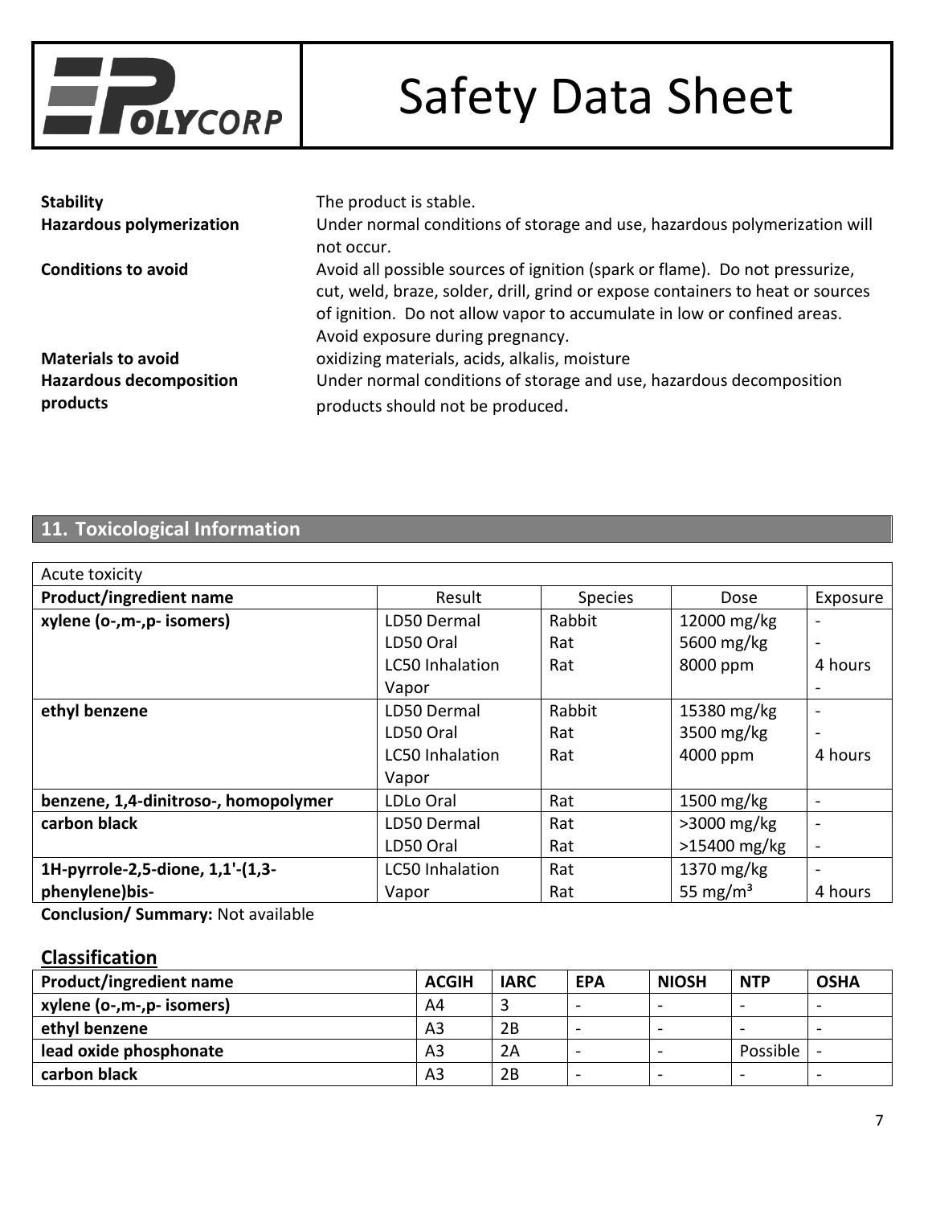| | |
|---|---|
| **Stability** | The product is stable. |
| **Hazardous polymerization** | Under normal conditions of storage and use, hazardous polymerization will not occur. |
| **Conditions to avoid** | Avoid all possible sources of ignition (spark or flame). Do not pressurize, cut, weld, braze, solder, drill, grind or expose containers to heat or sources of ignition. Do not allow vapor to accumulate in low or confined areas. Avoid exposure during pregnancy. |
| **Materials to avoid** | oxidizing materials, acids, alkalis, moisture |
| **Hazardous decomposition products** | Under normal conditions of storage and use, hazardous decomposition products should not be produced. |

## 11. Toxicological Information

Acute toxicity

| Product/ingredient name | Result | Species | Dose | Exposure |
|---|---|---|---|---|
| **xylene (o-,m-,p- isomers)** | LD50 Dermal | Rabbit | 12000 mg/kg | - |
| | LD50 Oral | Rat | 5600 mg/kg | - |
| | LC50 Inhalation Vapor | Rat | 8000 ppm | 4 hours |
| **ethyl benzene** | LD50 Dermal | Rabbit | 15380 mg/kg | - |
| | LD50 Oral | Rat | 3500 mg/kg | - |
| | LC50 Inhalation Vapor | Rat | 4000 ppm | 4 hours |
| **benzene, 1,4-dinitroso-, homopolymer** | LDLo Oral | Rat | 1500 mg/kg | - |
| **carbon black** | LD50 Dermal | Rat | >3000 mg/kg | - |
| | LD50 Oral | Rat | >15400 mg/kg | - |
| **1H-pyrrole-2,5-dione, 1,1'-(1,3-phenylene)bis-** | LC50 Inhalation | Rat | 1370 mg/kg | - |
| | Vapor | Rat | 55 mg/m³ | 4 hours |

**Conclusion/ Summary:** Not available

### Classification

| Product/ingredient name | ACGIH | IARC | EPA | NIOSH | NTP | OSHA |
|---|---|---|---|---|---|---|
| **xylene (o-,m-,p- isomers)** | A4 | 3 | - | - | - | - |
| **ethyl benzene** | A3 | 2B | - | - | - | - |
| **lead oxide phosphonate** | A3 | 2A | - | - | Possible | - |
| **carbon black** | A3 | 2B | - | - | - | - |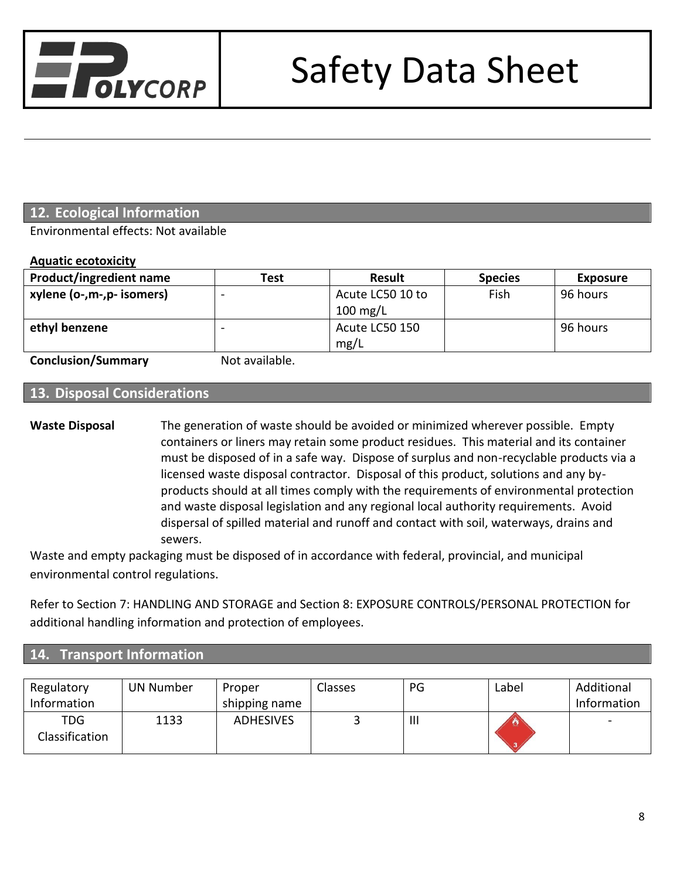## 12. Ecological Information

Environmental effects: Not available

**Aquatic ecotoxicity**

| Product/ingredient name | Test | Result | Species | Exposure |
|---|---|---|---|---|
| **xylene (o-,m-,p- isomers)** | - | Acute LC50 10 to 100 mg/L | Fish | 96 hours |
| **ethyl benzene** | - | Acute LC50 150 mg/L | | 96 hours |

**Conclusion/Summary** Not available.

## 13. Disposal Considerations

**Waste Disposal** The generation of waste should be avoided or minimized wherever possible. Empty containers or liners may retain some product residues. This material and its container must be disposed of in a safe way. Dispose of surplus and non-recyclable products via a licensed waste disposal contractor. Disposal of this product, solutions and any by-products should at all times comply with the requirements of environmental protection and waste disposal legislation and any regional local authority requirements. Avoid dispersal of spilled material and runoff and contact with soil, waterways, drains and sewers.

Waste and empty packaging must be disposed of in accordance with federal, provincial, and municipal environmental control regulations.

Refer to Section 7: HANDLING AND STORAGE and Section 8: EXPOSURE CONTROLS/PERSONAL PROTECTION for additional handling information and protection of employees.

## 14. Transport Information

| Regulatory Information | UN Number | Proper shipping name | Classes | PG | Label | Additional Information |
|---|---|---|---|---|---|---|
| TDG Classification | 1133 | ADHESIVES | 3 | III | | - |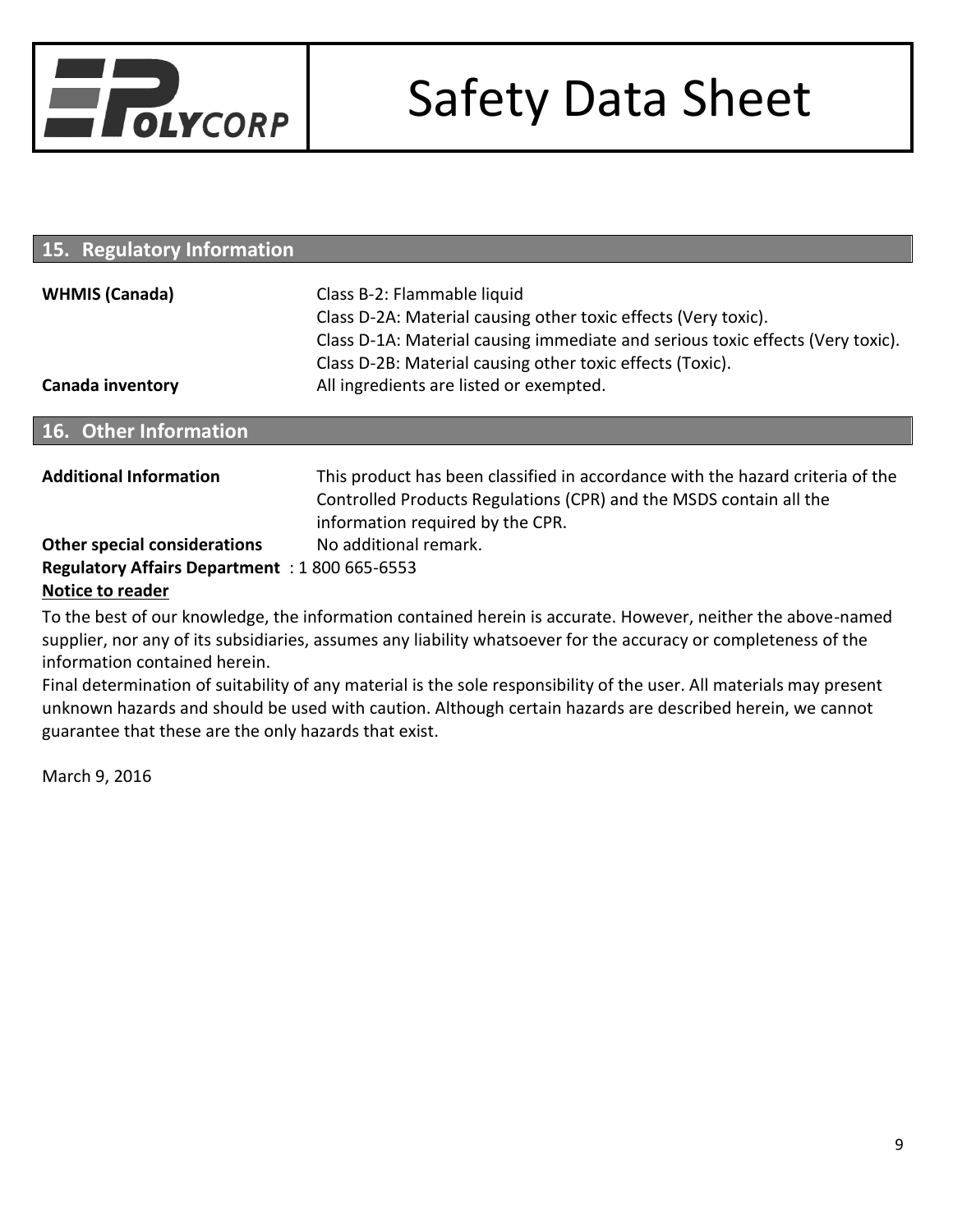# Safety Data Sheet

## 15. Regulatory Information

| | |
|---|---|
| **WHMIS (Canada)** | Class B-2: Flammable liquid<br>Class D-2A: Material causing other toxic effects (Very toxic).<br>Class D-1A: Material causing immediate and serious toxic effects (Very toxic).<br>Class D-2B: Material causing other toxic effects (Toxic). |
| **Canada inventory** | All ingredients are listed or exempted. |

## 16. Other Information

| | |
|---|---|
| **Additional Information** | This product has been classified in accordance with the hazard criteria of the Controlled Products Regulations (CPR) and the MSDS contain all the information required by the CPR. |
| **Other special considerations** | No additional remark. |

**Regulatory Affairs Department** : 1 800 665-6553

**Notice to reader**

To the best of our knowledge, the information contained herein is accurate. However, neither the above-named supplier, nor any of its subsidiaries, assumes any liability whatsoever for the accuracy or completeness of the information contained herein.

Final determination of suitability of any material is the sole responsibility of the user. All materials may present unknown hazards and should be used with caution. Although certain hazards are described herein, we cannot guarantee that these are the only hazards that exist.

March 9, 2016